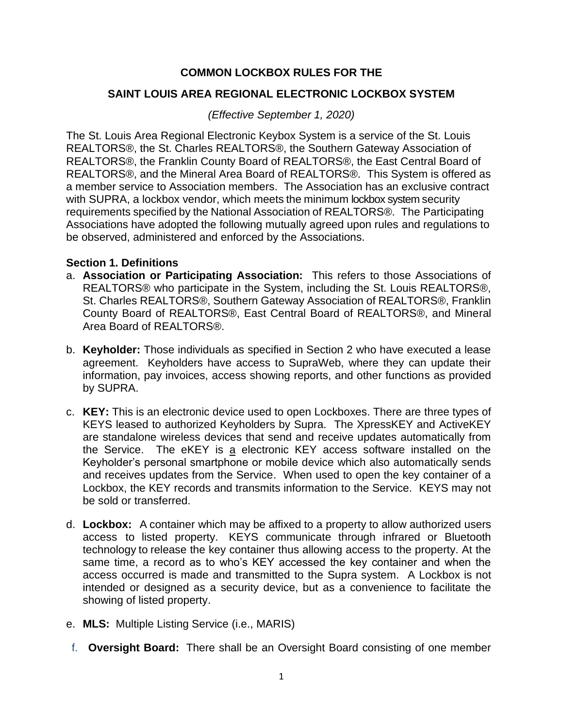# COMMON LOCKBOX RULES FOR THE

# SAINT LOUIS AREA REGIONAL ELECTRONIC LOCKBOX SYSTEM

*(Effective September 1, 2020)*

The St. Louis Area Regional Electronic Keybox System is a service of the St. Louis REALTORS®, the St. Charles REALTORS®, the Southern Gateway Association of REALTORS®, the Franklin County Board of REALTORS®, the East Central Board of REALTORS®, and the Mineral Area Board of REALTORS®. This System is offered as a member service to Association members. The Association has an exclusive contract with SUPRA, a lockbox vendor, which meets the minimum lockbox system security requirements specified by the National Association of REALTORS®. The Participating Associations have adopted the following mutually agreed upon rules and regulations to be observed, administered and enforced by the Associations.

**Section 1. Definitions**

a. **Association or Participating Association:** This refers to those Associations of REALTORS® who participate in the System, including the St. Louis REALTORS®, St. Charles REALTORS®, Southern Gateway Association of REALTORS®, Franklin County Board of REALTORS®, East Central Board of REALTORS®, and Mineral Area Board of REALTORS®.

b. **Keyholder:** Those individuals as specified in Section 2 who have executed a lease agreement. Keyholders have access to SupraWeb, where they can update their information, pay invoices, access showing reports, and other functions as provided by SUPRA.

c. **KEY:** This is an electronic device used to open Lockboxes. There are three types of KEYS leased to authorized Keyholders by Supra. The XpressKEY and ActiveKEY are standalone wireless devices that send and receive updates automatically from the Service. The eKEY is a electronic KEY access software installed on the Keyholder's personal smartphone or mobile device which also automatically sends and receives updates from the Service. When used to open the key container of a Lockbox, the KEY records and transmits information to the Service. KEYS may not be sold or transferred.

d. **Lockbox:** A container which may be affixed to a property to allow authorized users access to listed property. KEYS communicate through infrared or Bluetooth technology to release the key container thus allowing access to the property. At the same time, a record as to who's KEY accessed the key container and when the access occurred is made and transmitted to the Supra system. A Lockbox is not intended or designed as a security device, but as a convenience to facilitate the showing of listed property.

e. **MLS:** Multiple Listing Service (i.e., MARIS)

f. **Oversight Board:** There shall be an Oversight Board consisting of one member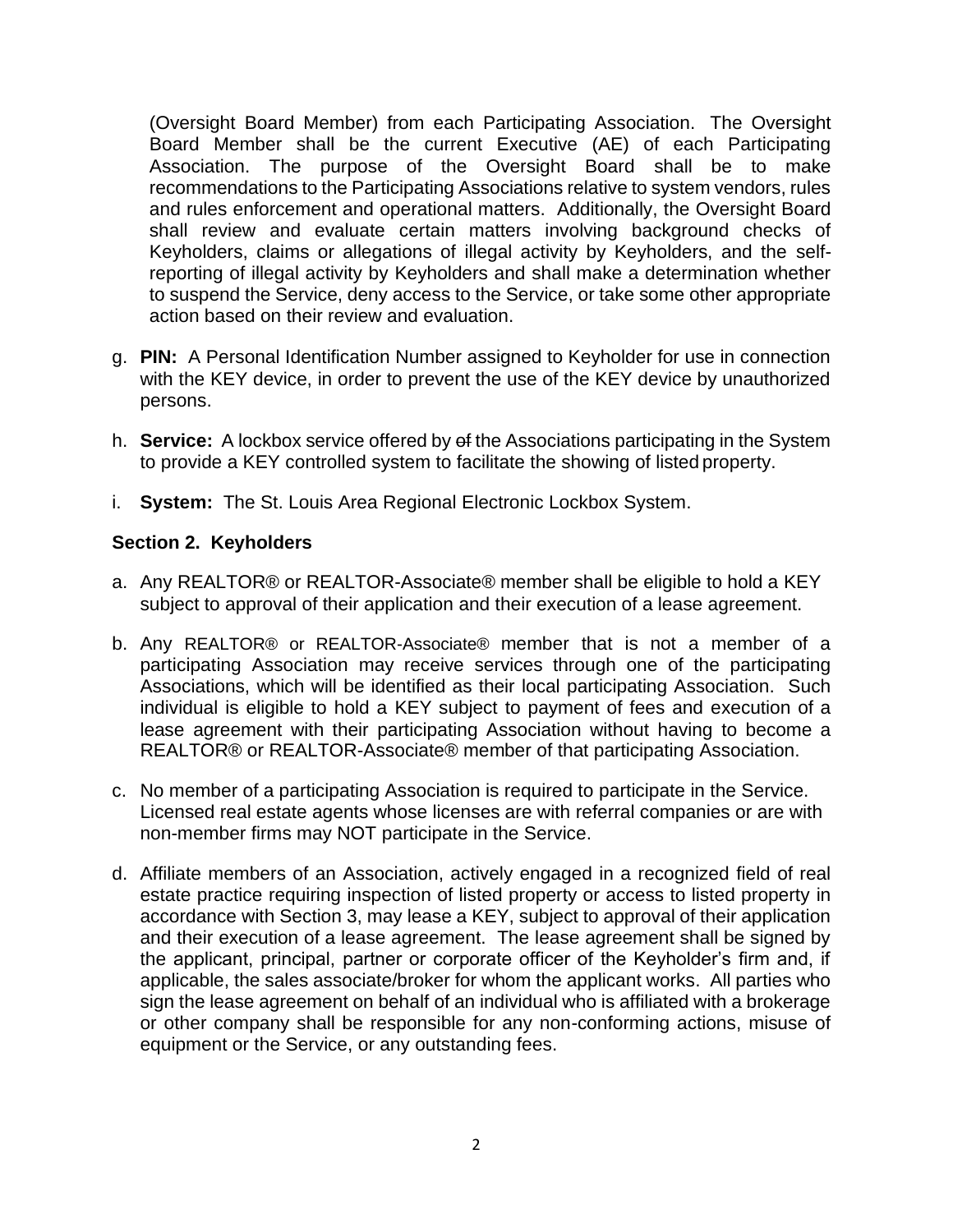(Oversight Board Member) from each Participating Association. The Oversight Board Member shall be the current Executive (AE) of each Participating Association. The purpose of the Oversight Board shall be to make recommendations to the Participating Associations relative to system vendors, rules and rules enforcement and operational matters. Additionally, the Oversight Board shall review and evaluate certain matters involving background checks of Keyholders, claims or allegations of illegal activity by Keyholders, and the self-reporting of illegal activity by Keyholders and shall make a determination whether to suspend the Service, deny access to the Service, or take some other appropriate action based on their review and evaluation.

g. **PIN:** A Personal Identification Number assigned to Keyholder for use in connection with the KEY device, in order to prevent the use of the KEY device by unauthorized persons.

h. **Service:** A lockbox service offered by ~~of~~ the Associations participating in the System to provide a KEY controlled system to facilitate the showing of listed property.

i. **System:** The St. Louis Area Regional Electronic Lockbox System.

**Section 2. Keyholders**

a. Any REALTOR® or REALTOR-Associate® member shall be eligible to hold a KEY subject to approval of their application and their execution of a lease agreement.

b. Any REALTOR® or REALTOR-Associate® member that is not a member of a participating Association may receive services through one of the participating Associations, which will be identified as their local participating Association. Such individual is eligible to hold a KEY subject to payment of fees and execution of a lease agreement with their participating Association without having to become a REALTOR® or REALTOR-Associate® member of that participating Association.

c. No member of a participating Association is required to participate in the Service. Licensed real estate agents whose licenses are with referral companies or are with non-member firms may NOT participate in the Service.

d. Affiliate members of an Association, actively engaged in a recognized field of real estate practice requiring inspection of listed property or access to listed property in accordance with Section 3, may lease a KEY, subject to approval of their application and their execution of a lease agreement. The lease agreement shall be signed by the applicant, principal, partner or corporate officer of the Keyholder's firm and, if applicable, the sales associate/broker for whom the applicant works. All parties who sign the lease agreement on behalf of an individual who is affiliated with a brokerage or other company shall be responsible for any non-conforming actions, misuse of equipment or the Service, or any outstanding fees.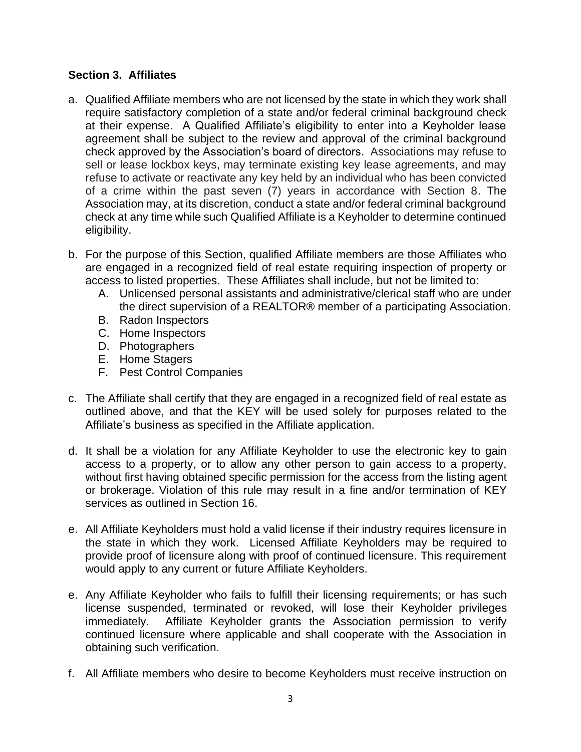**Section 3. Affiliates**

a. Qualified Affiliate members who are not licensed by the state in which they work shall require satisfactory completion of a state and/or federal criminal background check at their expense. A Qualified Affiliate's eligibility to enter into a Keyholder lease agreement shall be subject to the review and approval of the criminal background check approved by the Association's board of directors. Associations may refuse to sell or lease lockbox keys, may terminate existing key lease agreements, and may refuse to activate or reactivate any key held by an individual who has been convicted of a crime within the past seven (7) years in accordance with Section 8. The Association may, at its discretion, conduct a state and/or federal criminal background check at any time while such Qualified Affiliate is a Keyholder to determine continued eligibility.

b. For the purpose of this Section, qualified Affiliate members are those Affiliates who are engaged in a recognized field of real estate requiring inspection of property or access to listed properties. These Affiliates shall include, but not be limited to:
   A. Unlicensed personal assistants and administrative/clerical staff who are under the direct supervision of a REALTOR® member of a participating Association.
   B. Radon Inspectors
   C. Home Inspectors
   D. Photographers
   E. Home Stagers
   F. Pest Control Companies

c. The Affiliate shall certify that they are engaged in a recognized field of real estate as outlined above, and that the KEY will be used solely for purposes related to the Affiliate's business as specified in the Affiliate application.

d. It shall be a violation for any Affiliate Keyholder to use the electronic key to gain access to a property, or to allow any other person to gain access to a property, without first having obtained specific permission for the access from the listing agent or brokerage. Violation of this rule may result in a fine and/or termination of KEY services as outlined in Section 16.

e. All Affiliate Keyholders must hold a valid license if their industry requires licensure in the state in which they work. Licensed Affiliate Keyholders may be required to provide proof of licensure along with proof of continued licensure. This requirement would apply to any current or future Affiliate Keyholders.

e. Any Affiliate Keyholder who fails to fulfill their licensing requirements; or has such license suspended, terminated or revoked, will lose their Keyholder privileges immediately. Affiliate Keyholder grants the Association permission to verify continued licensure where applicable and shall cooperate with the Association in obtaining such verification.

f. All Affiliate members who desire to become Keyholders must receive instruction on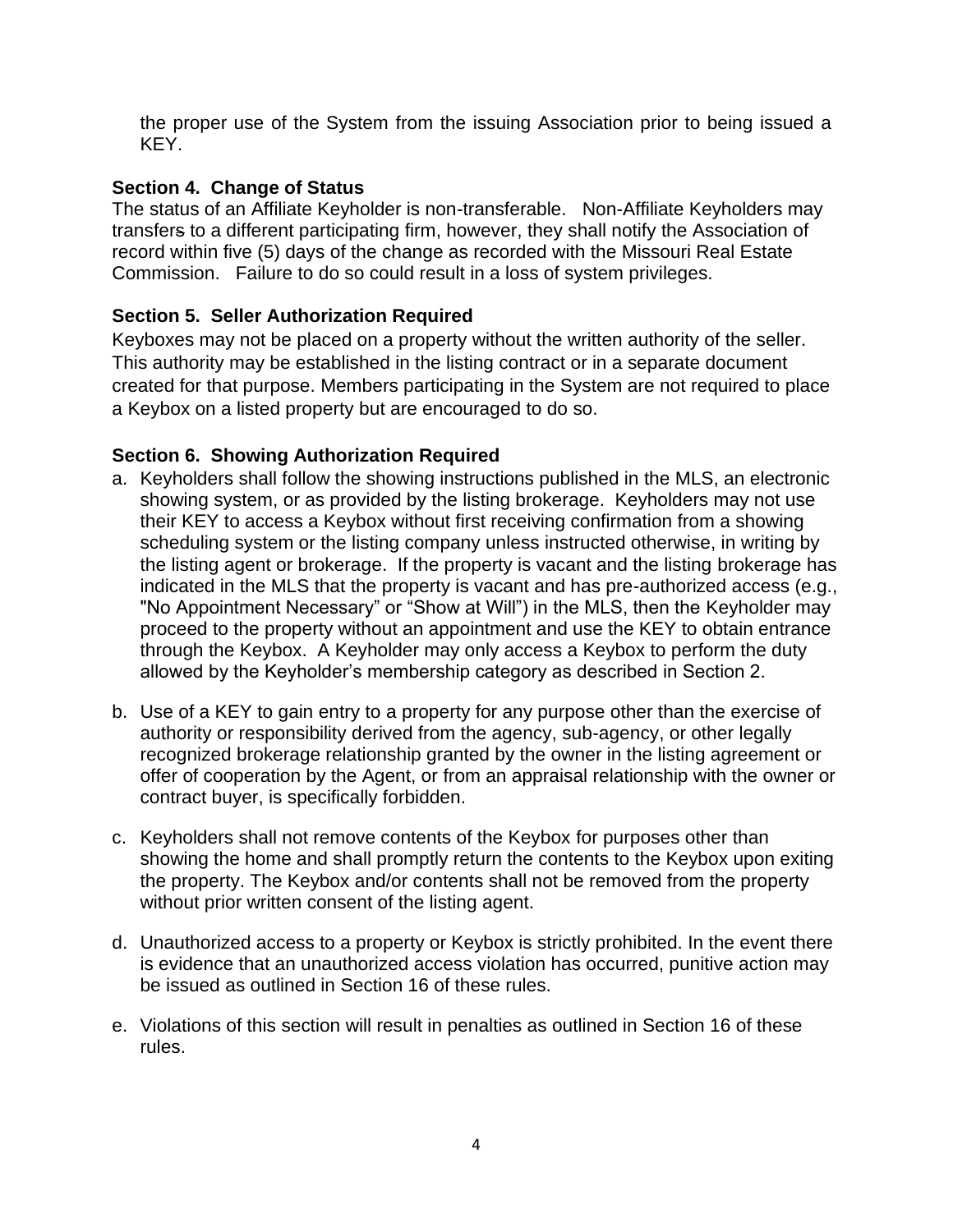the proper use of the System from the issuing Association prior to being issued a KEY.

**Section 4. Change of Status**

The status of an Affiliate Keyholder is non-transferable. Non-Affiliate Keyholders may transfers to a different participating firm, however, they shall notify the Association of record within five (5) days of the change as recorded with the Missouri Real Estate Commission. Failure to do so could result in a loss of system privileges.

**Section 5. Seller Authorization Required**

Keyboxes may not be placed on a property without the written authority of the seller. This authority may be established in the listing contract or in a separate document created for that purpose. Members participating in the System are not required to place a Keybox on a listed property but are encouraged to do so.

**Section 6. Showing Authorization Required**

a. Keyholders shall follow the showing instructions published in the MLS, an electronic showing system, or as provided by the listing brokerage. Keyholders may not use their KEY to access a Keybox without first receiving confirmation from a showing scheduling system or the listing company unless instructed otherwise, in writing by the listing agent or brokerage. If the property is vacant and the listing brokerage has indicated in the MLS that the property is vacant and has pre-authorized access (e.g., "No Appointment Necessary" or "Show at Will") in the MLS, then the Keyholder may proceed to the property without an appointment and use the KEY to obtain entrance through the Keybox. A Keyholder may only access a Keybox to perform the duty allowed by the Keyholder's membership category as described in Section 2.

b. Use of a KEY to gain entry to a property for any purpose other than the exercise of authority or responsibility derived from the agency, sub-agency, or other legally recognized brokerage relationship granted by the owner in the listing agreement or offer of cooperation by the Agent, or from an appraisal relationship with the owner or contract buyer, is specifically forbidden.

c. Keyholders shall not remove contents of the Keybox for purposes other than showing the home and shall promptly return the contents to the Keybox upon exiting the property. The Keybox and/or contents shall not be removed from the property without prior written consent of the listing agent.

d. Unauthorized access to a property or Keybox is strictly prohibited. In the event there is evidence that an unauthorized access violation has occurred, punitive action may be issued as outlined in Section 16 of these rules.

e. Violations of this section will result in penalties as outlined in Section 16 of these rules.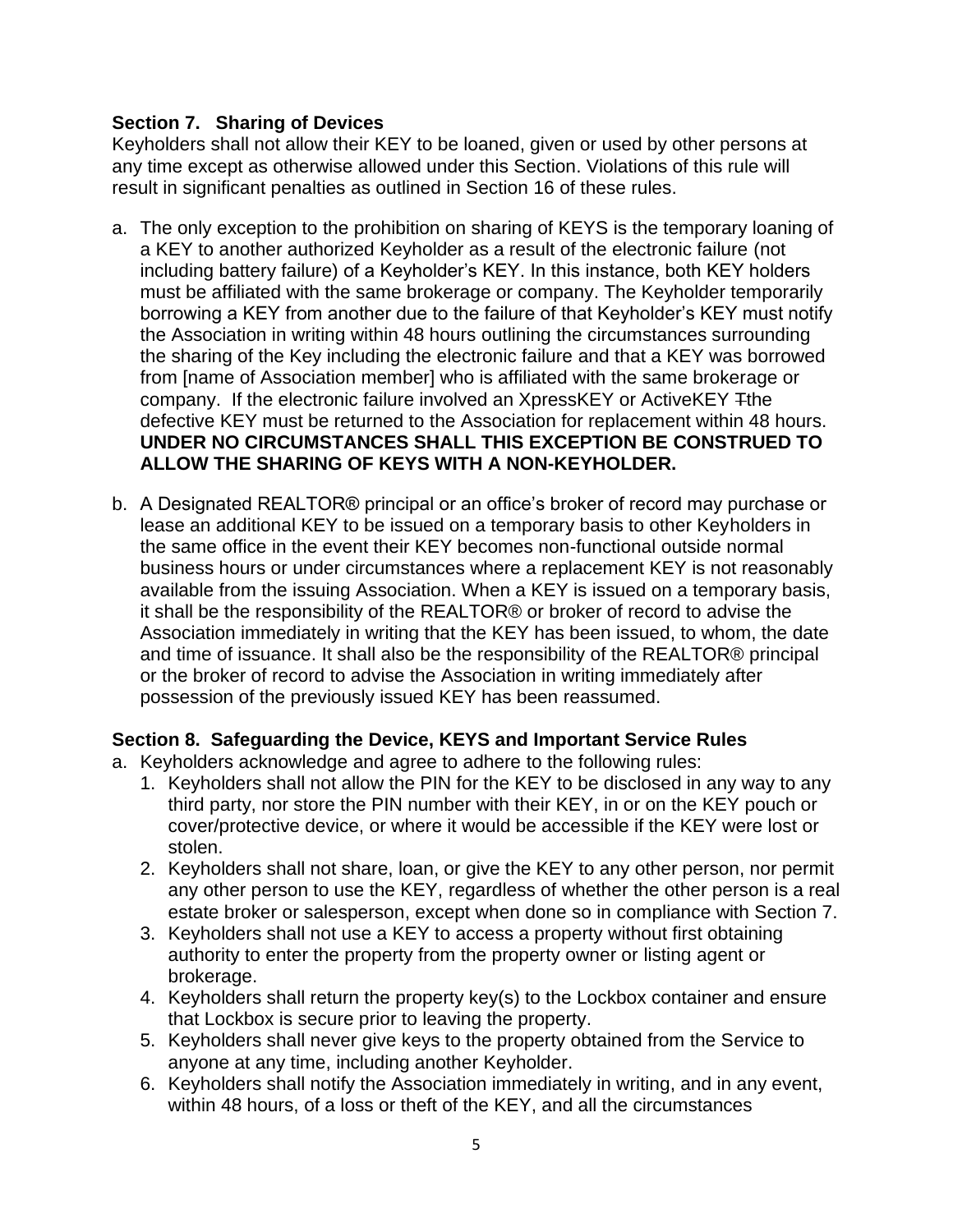## Section 7. Sharing of Devices

Keyholders shall not allow their KEY to be loaned, given or used by other persons at any time except as otherwise allowed under this Section. Violations of this rule will result in significant penalties as outlined in Section 16 of these rules.

a. The only exception to the prohibition on sharing of KEYS is the temporary loaning of a KEY to another authorized Keyholder as a result of the electronic failure (not including battery failure) of a Keyholder's KEY. In this instance, both KEY holders must be affiliated with the same brokerage or company. The Keyholder temporarily borrowing a KEY from another due to the failure of that Keyholder's KEY must notify the Association in writing within 48 hours outlining the circumstances surrounding the sharing of the Key including the electronic failure and that a KEY was borrowed from [name of Association member] who is affiliated with the same brokerage or company. If the electronic failure involved an XpressKEY or ActiveKEY ~~T~~the defective KEY must be returned to the Association for replacement within 48 hours. **UNDER NO CIRCUMSTANCES SHALL THIS EXCEPTION BE CONSTRUED TO ALLOW THE SHARING OF KEYS WITH A NON-KEYHOLDER.**

b. A Designated REALTOR® principal or an office's broker of record may purchase or lease an additional KEY to be issued on a temporary basis to other Keyholders in the same office in the event their KEY becomes non-functional outside normal business hours or under circumstances where a replacement KEY is not reasonably available from the issuing Association. When a KEY is issued on a temporary basis, it shall be the responsibility of the REALTOR® or broker of record to advise the Association immediately in writing that the KEY has been issued, to whom, the date and time of issuance. It shall also be the responsibility of the REALTOR® principal or the broker of record to advise the Association in writing immediately after possession of the previously issued KEY has been reassumed.

## Section 8. Safeguarding the Device, KEYS and Important Service Rules

a. Keyholders acknowledge and agree to adhere to the following rules:
   1. Keyholders shall not allow the PIN for the KEY to be disclosed in any way to any third party, nor store the PIN number with their KEY, in or on the KEY pouch or cover/protective device, or where it would be accessible if the KEY were lost or stolen.
   2. Keyholders shall not share, loan, or give the KEY to any other person, nor permit any other person to use the KEY, regardless of whether the other person is a real estate broker or salesperson, except when done so in compliance with Section 7.
   3. Keyholders shall not use a KEY to access a property without first obtaining authority to enter the property from the property owner or listing agent or brokerage.
   4. Keyholders shall return the property key(s) to the Lockbox container and ensure that Lockbox is secure prior to leaving the property.
   5. Keyholders shall never give keys to the property obtained from the Service to anyone at any time, including another Keyholder.
   6. Keyholders shall notify the Association immediately in writing, and in any event, within 48 hours, of a loss or theft of the KEY, and all the circumstances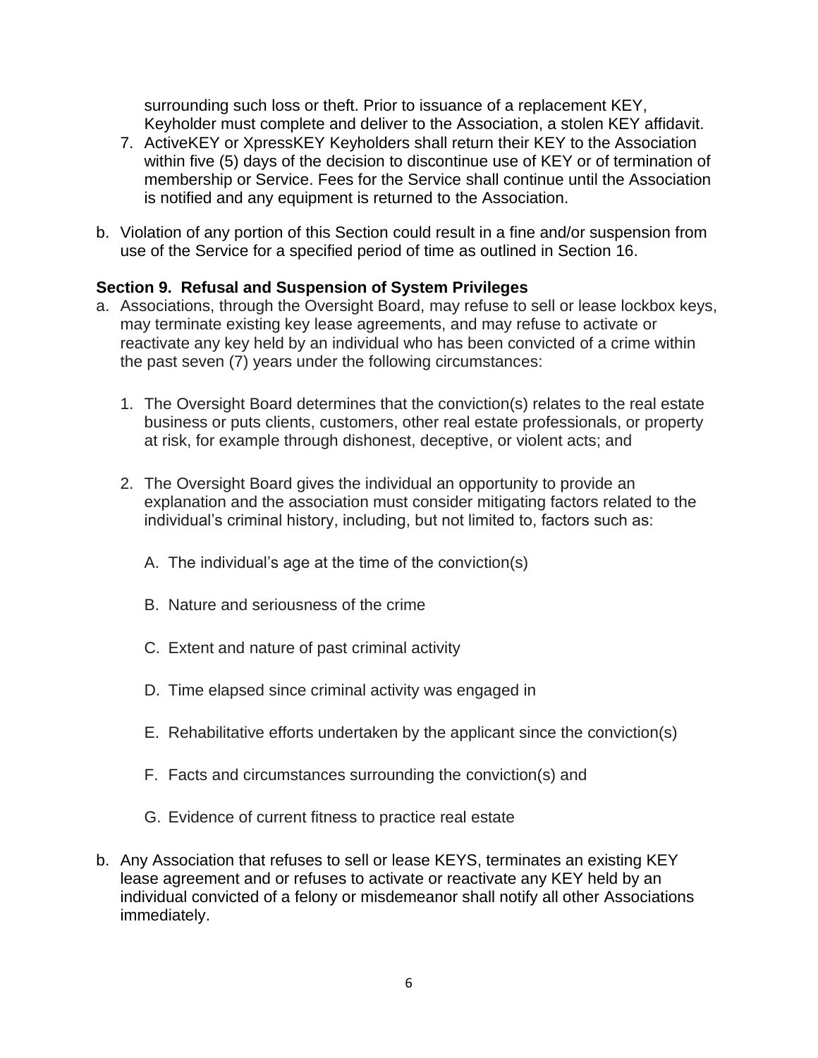surrounding such loss or theft. Prior to issuance of a replacement KEY, Keyholder must complete and deliver to the Association, a stolen KEY affidavit.

7. ActiveKEY or XpressKEY Keyholders shall return their KEY to the Association within five (5) days of the decision to discontinue use of KEY or of termination of membership or Service. Fees for the Service shall continue until the Association is notified and any equipment is returned to the Association.

b. Violation of any portion of this Section could result in a fine and/or suspension from use of the Service for a specified period of time as outlined in Section 16.

**Section 9. Refusal and Suspension of System Privileges**

a. Associations, through the Oversight Board, may refuse to sell or lease lockbox keys, may terminate existing key lease agreements, and may refuse to activate or reactivate any key held by an individual who has been convicted of a crime within the past seven (7) years under the following circumstances:

   1. The Oversight Board determines that the conviction(s) relates to the real estate business or puts clients, customers, other real estate professionals, or property at risk, for example through dishonest, deceptive, or violent acts; and

   2. The Oversight Board gives the individual an opportunity to provide an explanation and the association must consider mitigating factors related to the individual's criminal history, including, but not limited to, factors such as:

      A. The individual's age at the time of the conviction(s)

      B. Nature and seriousness of the crime

      C. Extent and nature of past criminal activity

      D. Time elapsed since criminal activity was engaged in

      E. Rehabilitative efforts undertaken by the applicant since the conviction(s)

      F. Facts and circumstances surrounding the conviction(s) and

      G. Evidence of current fitness to practice real estate

b. Any Association that refuses to sell or lease KEYS, terminates an existing KEY lease agreement and or refuses to activate or reactivate any KEY held by an individual convicted of a felony or misdemeanor shall notify all other Associations immediately.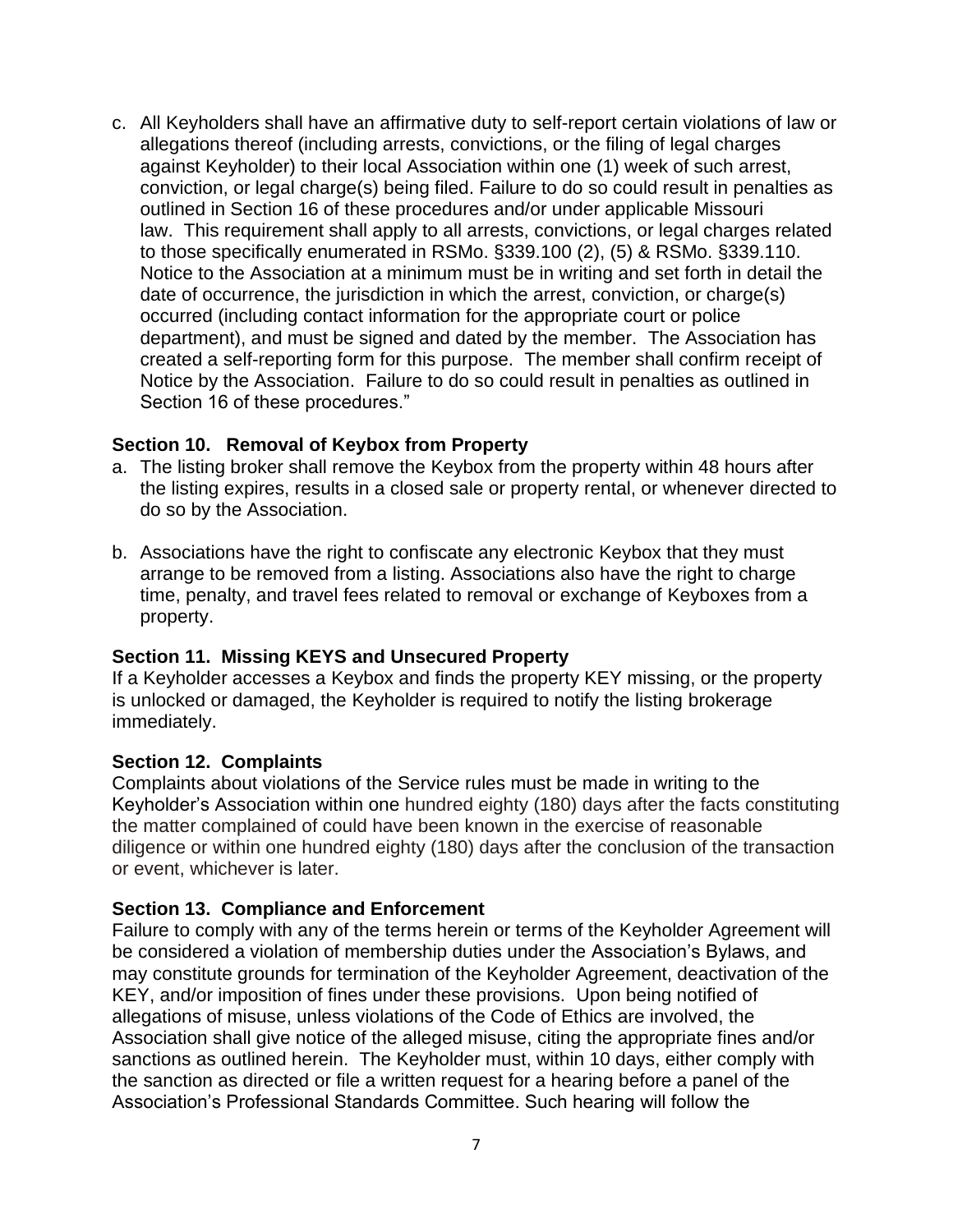c. All Keyholders shall have an affirmative duty to self-report certain violations of law or allegations thereof (including arrests, convictions, or the filing of legal charges against Keyholder) to their local Association within one (1) week of such arrest, conviction, or legal charge(s) being filed. Failure to do so could result in penalties as outlined in Section 16 of these procedures and/or under applicable Missouri law. This requirement shall apply to all arrests, convictions, or legal charges related to those specifically enumerated in RSMo. §339.100 (2), (5) & RSMo. §339.110. Notice to the Association at a minimum must be in writing and set forth in detail the date of occurrence, the jurisdiction in which the arrest, conviction, or charge(s) occurred (including contact information for the appropriate court or police department), and must be signed and dated by the member. The Association has created a self-reporting form for this purpose. The member shall confirm receipt of Notice by the Association. Failure to do so could result in penalties as outlined in Section 16 of these procedures."

### Section 10. Removal of Keybox from Property

a. The listing broker shall remove the Keybox from the property within 48 hours after the listing expires, results in a closed sale or property rental, or whenever directed to do so by the Association.

b. Associations have the right to confiscate any electronic Keybox that they must arrange to be removed from a listing. Associations also have the right to charge time, penalty, and travel fees related to removal or exchange of Keyboxes from a property.

### Section 11. Missing KEYS and Unsecured Property

If a Keyholder accesses a Keybox and finds the property KEY missing, or the property is unlocked or damaged, the Keyholder is required to notify the listing brokerage immediately.

### Section 12. Complaints

Complaints about violations of the Service rules must be made in writing to the Keyholder's Association within one hundred eighty (180) days after the facts constituting the matter complained of could have been known in the exercise of reasonable diligence or within one hundred eighty (180) days after the conclusion of the transaction or event, whichever is later.

### Section 13. Compliance and Enforcement

Failure to comply with any of the terms herein or terms of the Keyholder Agreement will be considered a violation of membership duties under the Association's Bylaws, and may constitute grounds for termination of the Keyholder Agreement, deactivation of the KEY, and/or imposition of fines under these provisions. Upon being notified of allegations of misuse, unless violations of the Code of Ethics are involved, the Association shall give notice of the alleged misuse, citing the appropriate fines and/or sanctions as outlined herein. The Keyholder must, within 10 days, either comply with the sanction as directed or file a written request for a hearing before a panel of the Association's Professional Standards Committee. Such hearing will follow the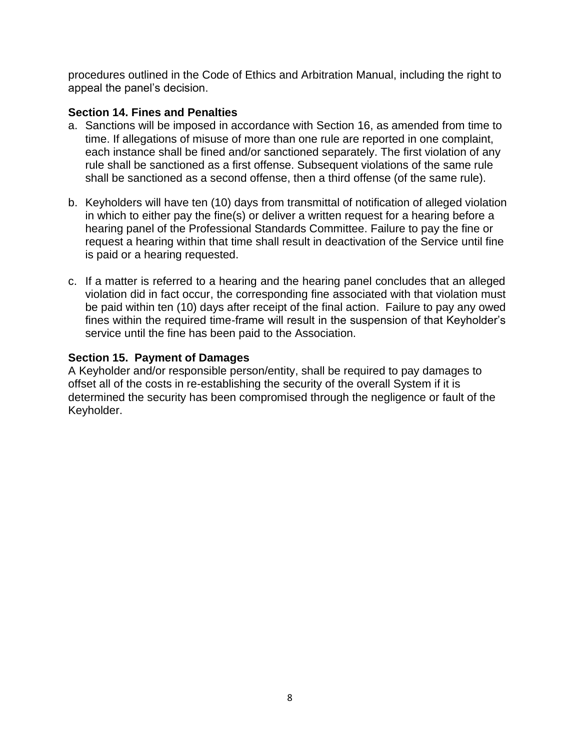procedures outlined in the Code of Ethics and Arbitration Manual, including the right to appeal the panel's decision.

### Section 14. Fines and Penalties

a. Sanctions will be imposed in accordance with Section 16, as amended from time to time. If allegations of misuse of more than one rule are reported in one complaint, each instance shall be fined and/or sanctioned separately. The first violation of any rule shall be sanctioned as a first offense. Subsequent violations of the same rule shall be sanctioned as a second offense, then a third offense (of the same rule).

b. Keyholders will have ten (10) days from transmittal of notification of alleged violation in which to either pay the fine(s) or deliver a written request for a hearing before a hearing panel of the Professional Standards Committee. Failure to pay the fine or request a hearing within that time shall result in deactivation of the Service until fine is paid or a hearing requested.

c. If a matter is referred to a hearing and the hearing panel concludes that an alleged violation did in fact occur, the corresponding fine associated with that violation must be paid within ten (10) days after receipt of the final action. Failure to pay any owed fines within the required time-frame will result in the suspension of that Keyholder's service until the fine has been paid to the Association.

### Section 15. Payment of Damages

A Keyholder and/or responsible person/entity, shall be required to pay damages to offset all of the costs in re-establishing the security of the overall System if it is determined the security has been compromised through the negligence or fault of the Keyholder.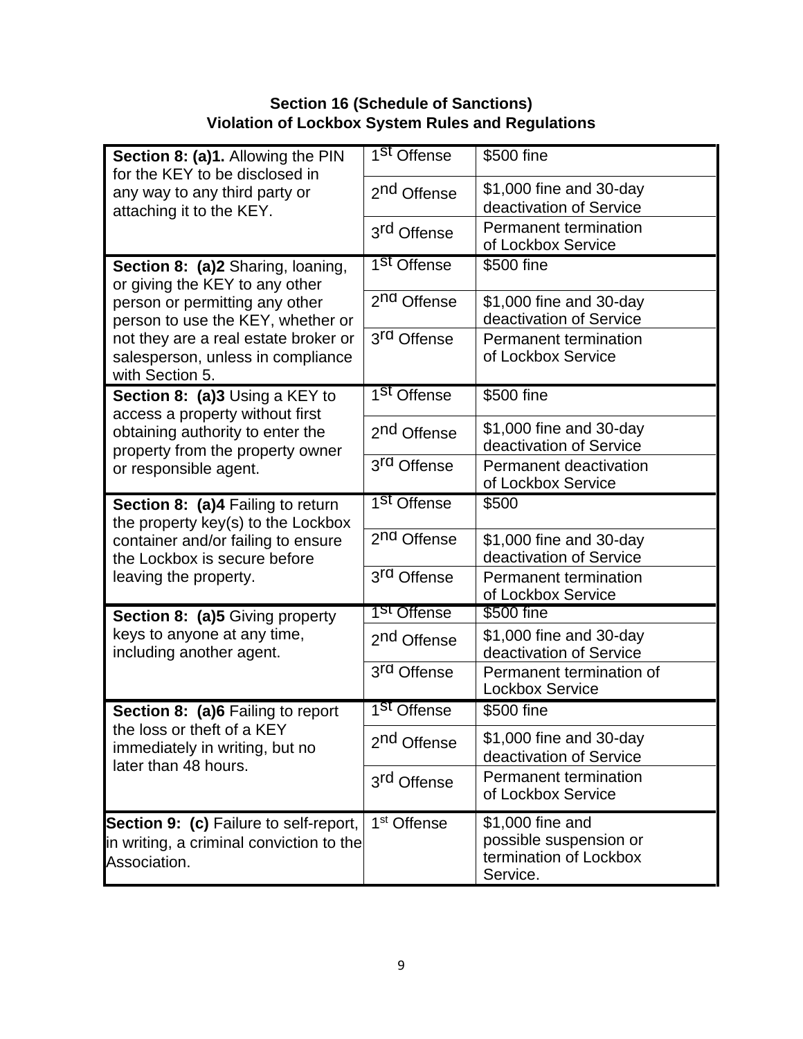**Section 16 (Schedule of Sanctions)**
**Violation of Lockbox System Rules and Regulations**

| Violation | Offense | Sanction |
|---|---|---|
| **Section 8: (a)1.** Allowing the PIN for the KEY to be disclosed in any way to any third party or attaching it to the KEY. | 1st Offense | $500 fine |
| | 2nd Offense | $1,000 fine and 30-day deactivation of Service |
| | 3rd Offense | Permanent termination of Lockbox Service |
| **Section 8: (a)2** Sharing, loaning, or giving the KEY to any other person or permitting any other person to use the KEY, whether or not they are a real estate broker or salesperson, unless in compliance with Section 5. | 1st Offense | $500 fine |
| | 2nd Offense | $1,000 fine and 30-day deactivation of Service |
| | 3rd Offense | Permanent termination of Lockbox Service |
| **Section 8: (a)3** Using a KEY to access a property without first obtaining authority to enter the property from the property owner or responsible agent. | 1st Offense | $500 fine |
| | 2nd Offense | $1,000 fine and 30-day deactivation of Service |
| | 3rd Offense | Permanent deactivation of Lockbox Service |
| **Section 8: (a)4** Failing to return the property key(s) to the Lockbox container and/or failing to ensure the Lockbox is secure before leaving the property. | 1st Offense | $500 |
| | 2nd Offense | $1,000 fine and 30-day deactivation of Service |
| | 3rd Offense | Permanent termination of Lockbox Service |
| **Section 8: (a)5** Giving property keys to anyone at any time, including another agent. | 1st Offense | $500 fine |
| | 2nd Offense | $1,000 fine and 30-day deactivation of Service |
| | 3rd Offense | Permanent termination of Lockbox Service |
| **Section 8: (a)6** Failing to report the loss or theft of a KEY immediately in writing, but no later than 48 hours. | 1st Offense | $500 fine |
| | 2nd Offense | $1,000 fine and 30-day deactivation of Service |
| | 3rd Offense | Permanent termination of Lockbox Service |
| **Section 9: (c)** Failure to self-report, in writing, a criminal conviction to the Association. | 1st Offense | $1,000 fine and possible suspension or termination of Lockbox Service. |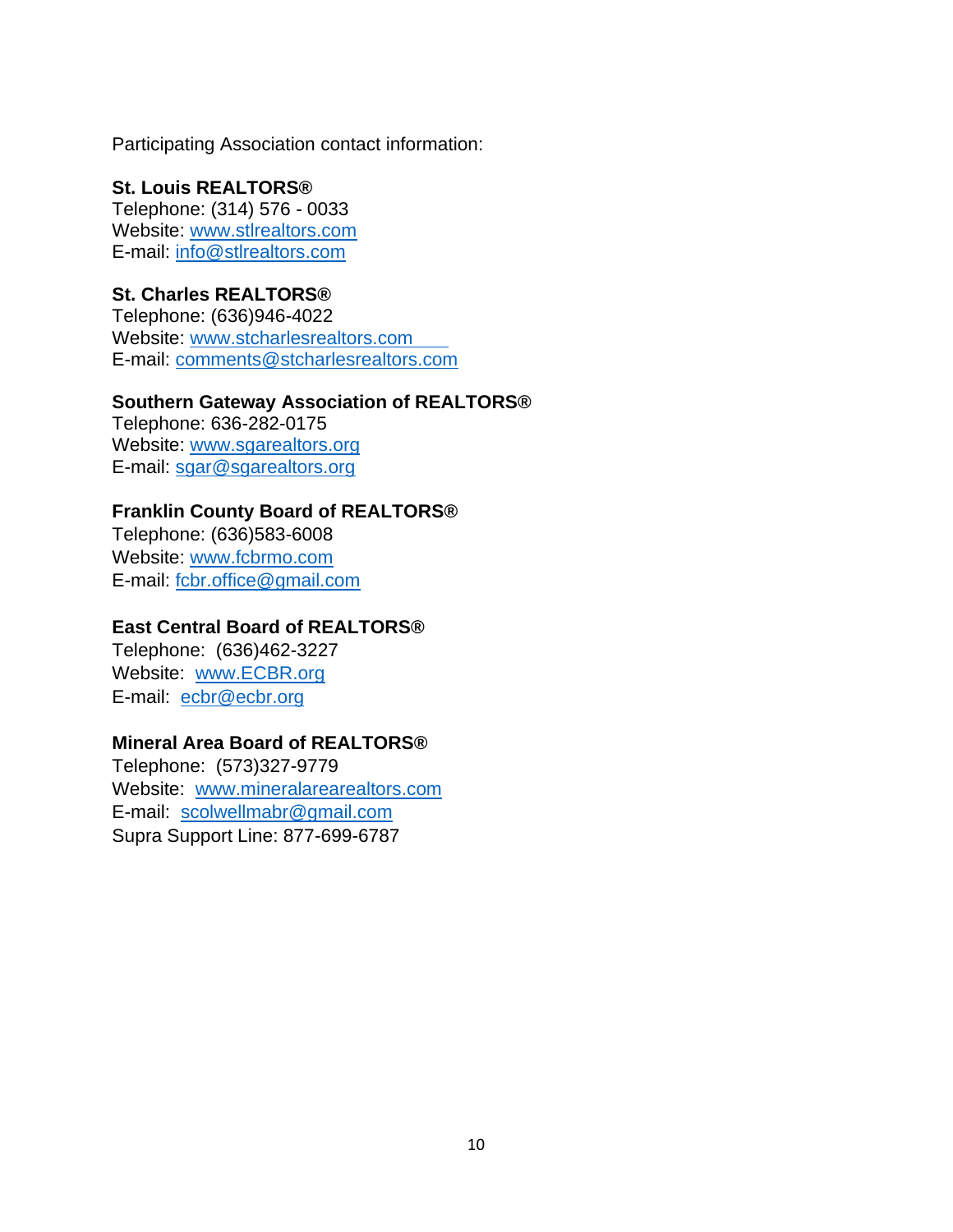Participating Association contact information:

**St. Louis REALTORS®**
Telephone: (314) 576 - 0033
Website: www.stlrealtors.com
E-mail: info@stlrealtors.com

**St. Charles REALTORS®**
Telephone: (636)946-4022
Website: www.stcharlesrealtors.com
E-mail: comments@stcharlesrealtors.com

**Southern Gateway Association of REALTORS®**
Telephone: 636-282-0175
Website: www.sgarealtors.org
E-mail: sgar@sgarealtors.org

**Franklin County Board of REALTORS®**
Telephone: (636)583-6008
Website: www.fcbrmo.com
E-mail: fcbr.office@gmail.com

**East Central Board of REALTORS®**
Telephone: (636)462-3227
Website: www.ECBR.org
E-mail: ecbr@ecbr.org

**Mineral Area Board of REALTORS®**
Telephone: (573)327-9779
Website: www.mineralarearealtors.com
E-mail: scolwellmabr@gmail.com
Supra Support Line: 877-699-6787